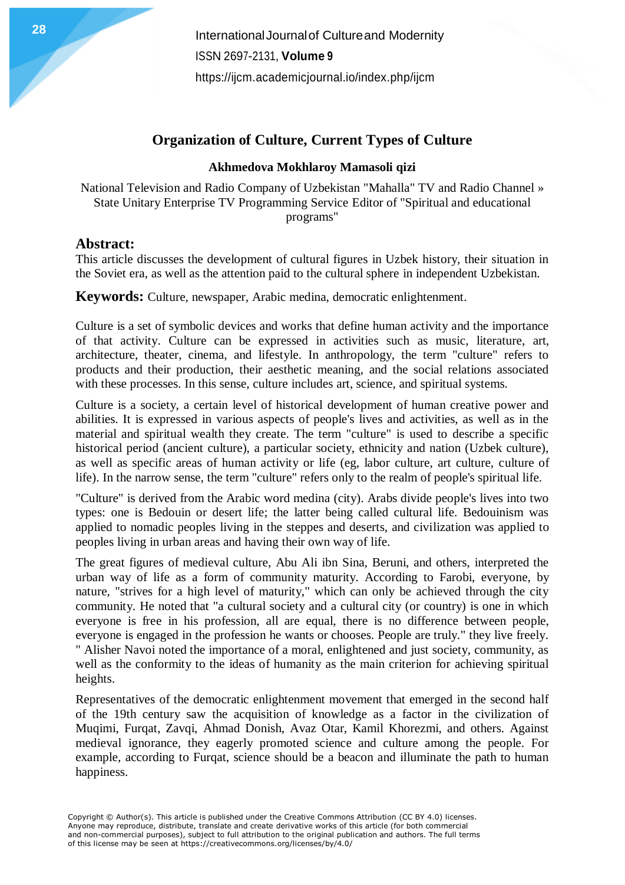# Organization of Culture, Current Types of Culture

**Akhmedova Mokhlaroy Mamasoli qizi**

National Television and Radio Company of Uzbekistan "Mahalla" TV and Radio Channel » State Unitary Enterprise TV Programming Service Editor of "Spiritual and educational programs"

## Abstract:

This article discusses the development of cultural figures in Uzbek history, their situation in the Soviet era, as well as the attention paid to the cultural sphere in independent Uzbekistan.

**Keywords:** Culture, newspaper, Arabic medina, democratic enlightenment.

Culture is a set of symbolic devices and works that define human activity and the importance of that activity. Culture can be expressed in activities such as music, literature, art, architecture, theater, cinema, and lifestyle. In anthropology, the term "culture" refers to products and their production, their aesthetic meaning, and the social relations associated with these processes. In this sense, culture includes art, science, and spiritual systems.

Culture is a society, a certain level of historical development of human creative power and abilities. It is expressed in various aspects of people's lives and activities, as well as in the material and spiritual wealth they create. The term "culture" is used to describe a specific historical period (ancient culture), a particular society, ethnicity and nation (Uzbek culture), as well as specific areas of human activity or life (eg, labor culture, art culture, culture of life). In the narrow sense, the term "culture" refers only to the realm of people's spiritual life.

"Culture" is derived from the Arabic word medina (city). Arabs divide people's lives into two types: one is Bedouin or desert life; the latter being called cultural life. Bedouinism was applied to nomadic peoples living in the steppes and deserts, and civilization was applied to peoples living in urban areas and having their own way of life.

The great figures of medieval culture, Abu Ali ibn Sina, Beruni, and others, interpreted the urban way of life as a form of community maturity. According to Farobi, everyone, by nature, "strives for a high level of maturity," which can only be achieved through the city community. He noted that "a cultural society and a cultural city (or country) is one in which everyone is free in his profession, all are equal, there is no difference between people, everyone is engaged in the profession he wants or chooses. People are truly." they live freely. " Alisher Navoi noted the importance of a moral, enlightened and just society, community, as well as the conformity to the ideas of humanity as the main criterion for achieving spiritual heights.

Representatives of the democratic enlightenment movement that emerged in the second half of the 19th century saw the acquisition of knowledge as a factor in the civilization of Muqimi, Furqat, Zavqi, Ahmad Donish, Avaz Otar, Kamil Khorezmi, and others. Against medieval ignorance, they eagerly promoted science and culture among the people. For example, according to Furqat, science should be a beacon and illuminate the path to human happiness.

Copyright © Author(s). This article is published under the Creative Commons Attribution (CC BY 4.0) licenses. Anyone may reproduce, distribute, translate and create derivative works of this article (for both commercial and non-commercial purposes), subject to full attribution to the original publication and authors. The full terms of this license may be seen at https://creativecommons.org/licenses/by/4.0/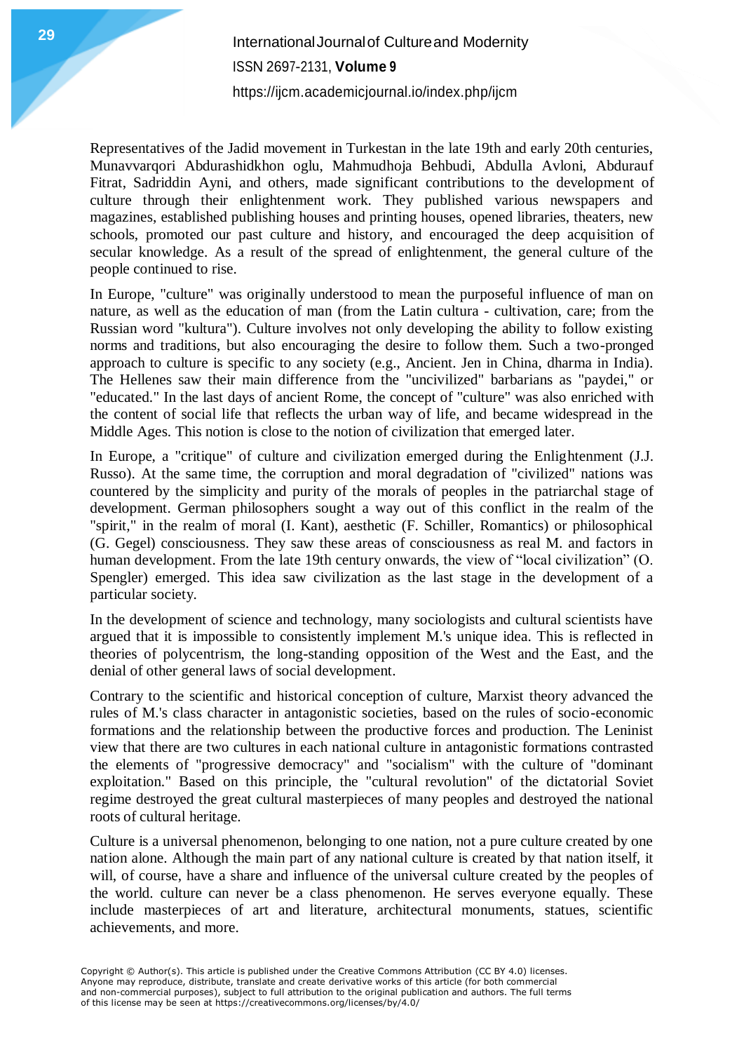Representatives of the Jadid movement in Turkestan in the late 19th and early 20th centuries, Munavvarqori Abdurashidkhon oglu, Mahmudhoja Behbudi, Abdulla Avloni, Abdurauf Fitrat, Sadriddin Ayni, and others, made significant contributions to the development of culture through their enlightenment work. They published various newspapers and magazines, established publishing houses and printing houses, opened libraries, theaters, new schools, promoted our past culture and history, and encouraged the deep acquisition of secular knowledge. As a result of the spread of enlightenment, the general culture of the people continued to rise.

In Europe, "culture" was originally understood to mean the purposeful influence of man on nature, as well as the education of man (from the Latin cultura - cultivation, care; from the Russian word "kultura"). Culture involves not only developing the ability to follow existing norms and traditions, but also encouraging the desire to follow them. Such a two-pronged approach to culture is specific to any society (e.g., Ancient. Jen in China, dharma in India). The Hellenes saw their main difference from the "uncivilized" barbarians as "paydei," or "educated." In the last days of ancient Rome, the concept of "culture" was also enriched with the content of social life that reflects the urban way of life, and became widespread in the Middle Ages. This notion is close to the notion of civilization that emerged later.

In Europe, a "critique" of culture and civilization emerged during the Enlightenment (J.J. Russo). At the same time, the corruption and moral degradation of "civilized" nations was countered by the simplicity and purity of the morals of peoples in the patriarchal stage of development. German philosophers sought a way out of this conflict in the realm of the "spirit," in the realm of moral (I. Kant), aesthetic (F. Schiller, Romantics) or philosophical (G. Gegel) consciousness. They saw these areas of consciousness as real M. and factors in human development. From the late 19th century onwards, the view of "local civilization" (O. Spengler) emerged. This idea saw civilization as the last stage in the development of a particular society.

In the development of science and technology, many sociologists and cultural scientists have argued that it is impossible to consistently implement M.'s unique idea. This is reflected in theories of polycentrism, the long-standing opposition of the West and the East, and the denial of other general laws of social development.

Contrary to the scientific and historical conception of culture, Marxist theory advanced the rules of M.'s class character in antagonistic societies, based on the rules of socio-economic formations and the relationship between the productive forces and production. The Leninist view that there are two cultures in each national culture in antagonistic formations contrasted the elements of "progressive democracy" and "socialism" with the culture of "dominant exploitation." Based on this principle, the "cultural revolution" of the dictatorial Soviet regime destroyed the great cultural masterpieces of many peoples and destroyed the national roots of cultural heritage.

Culture is a universal phenomenon, belonging to one nation, not a pure culture created by one nation alone. Although the main part of any national culture is created by that nation itself, it will, of course, have a share and influence of the universal culture created by the peoples of the world. culture can never be a class phenomenon. He serves everyone equally. These include masterpieces of art and literature, architectural monuments, statues, scientific achievements, and more.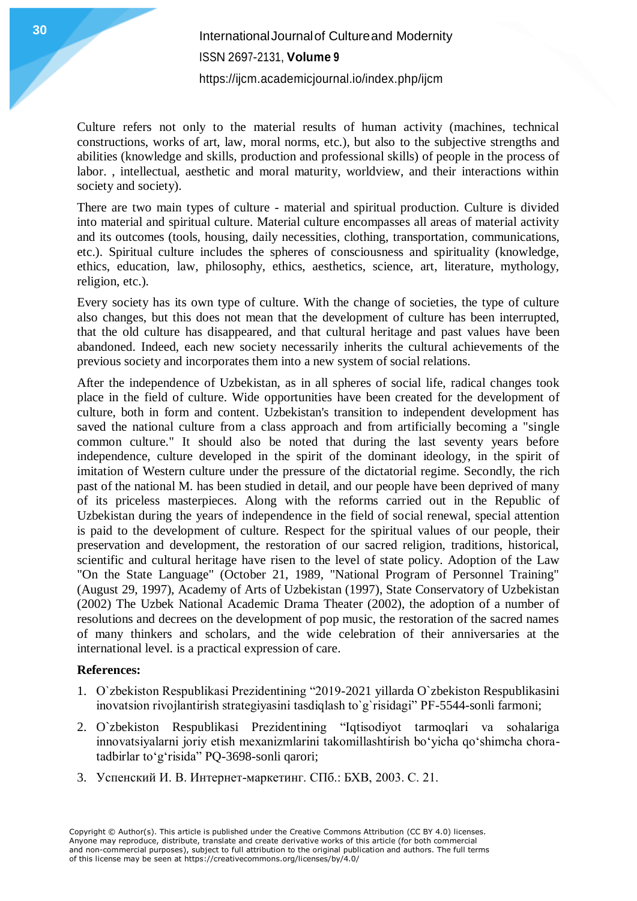Culture refers not only to the material results of human activity (machines, technical constructions, works of art, law, moral norms, etc.), but also to the subjective strengths and abilities (knowledge and skills, production and professional skills) of people in the process of labor. , intellectual, aesthetic and moral maturity, worldview, and their interactions within society and society).

There are two main types of culture - material and spiritual production. Culture is divided into material and spiritual culture. Material culture encompasses all areas of material activity and its outcomes (tools, housing, daily necessities, clothing, transportation, communications, etc.). Spiritual culture includes the spheres of consciousness and spirituality (knowledge, ethics, education, law, philosophy, ethics, aesthetics, science, art, literature, mythology, religion, etc.).

Every society has its own type of culture. With the change of societies, the type of culture also changes, but this does not mean that the development of culture has been interrupted, that the old culture has disappeared, and that cultural heritage and past values have been abandoned. Indeed, each new society necessarily inherits the cultural achievements of the previous society and incorporates them into a new system of social relations.

After the independence of Uzbekistan, as in all spheres of social life, radical changes took place in the field of culture. Wide opportunities have been created for the development of culture, both in form and content. Uzbekistan's transition to independent development has saved the national culture from a class approach and from artificially becoming a "single common culture." It should also be noted that during the last seventy years before independence, culture developed in the spirit of the dominant ideology, in the spirit of imitation of Western culture under the pressure of the dictatorial regime. Secondly, the rich past of the national M. has been studied in detail, and our people have been deprived of many of its priceless masterpieces. Along with the reforms carried out in the Republic of Uzbekistan during the years of independence in the field of social renewal, special attention is paid to the development of culture. Respect for the spiritual values of our people, their preservation and development, the restoration of our sacred religion, traditions, historical, scientific and cultural heritage have risen to the level of state policy. Adoption of the Law "On the State Language" (October 21, 1989, "National Program of Personnel Training" (August 29, 1997), Academy of Arts of Uzbekistan (1997), State Conservatory of Uzbekistan (2002) The Uzbek National Academic Drama Theater (2002), the adoption of a number of resolutions and decrees on the development of pop music, the restoration of the sacred names of many thinkers and scholars, and the wide celebration of their anniversaries at the international level. is a practical expression of care.

**References:**

1. O`zbekiston Respublikasi Prezidentining “2019-2021 yillarda O`zbekiston Respublikasini inovatsion rivojlantirish strategiyasini tasdiqlash to`g`risidagi” PF-5544-sonli farmoni;
2. O`zbekiston Respublikasi Prezidentining “Iqtisodiyot tarmoqlari va sohalariga innovatsiyalarni joriy etish mexanizmlarini takomillashtirish bo‘yicha qo‘shimcha chora-tadbirlar to‘g‘risida” PQ-3698-sonli qarori;
3. Успенский И. В. Интернет-маркетинг. СПб.: БХВ, 2003. С. 21.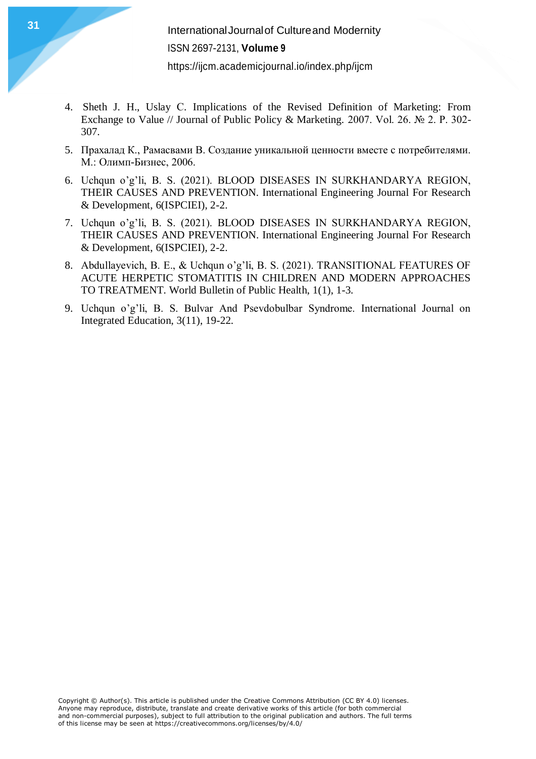4. Sheth J. H., Uslay C. Implications of the Revised Definition of Marketing: From Exchange to Value // Journal of Public Policy & Marketing. 2007. Vol. 26. № 2. P. 302-307.
5. Прахалад К., Рамасвами В. Создание уникальной ценности вместе с потребителями. М.: Олимп-Бизнес, 2006.
6. Uchqun o'g'li, B. S. (2021). BLOOD DISEASES IN SURKHANDARYA REGION, THEIR CAUSES AND PREVENTION. International Engineering Journal For Research & Development, 6(ISPCIEI), 2-2.
7. Uchqun o'g'li, B. S. (2021). BLOOD DISEASES IN SURKHANDARYA REGION, THEIR CAUSES AND PREVENTION. International Engineering Journal For Research & Development, 6(ISPCIEI), 2-2.
8. Abdullayevich, B. E., & Uchqun o'g'li, B. S. (2021). TRANSITIONAL FEATURES OF ACUTE HERPETIC STOMATITIS IN CHILDREN AND MODERN APPROACHES TO TREATMENT. World Bulletin of Public Health, 1(1), 1-3.
9. Uchqun o'g'li, B. S. Bulvar And Psevdobulbar Syndrome. International Journal on Integrated Education, 3(11), 19-22.